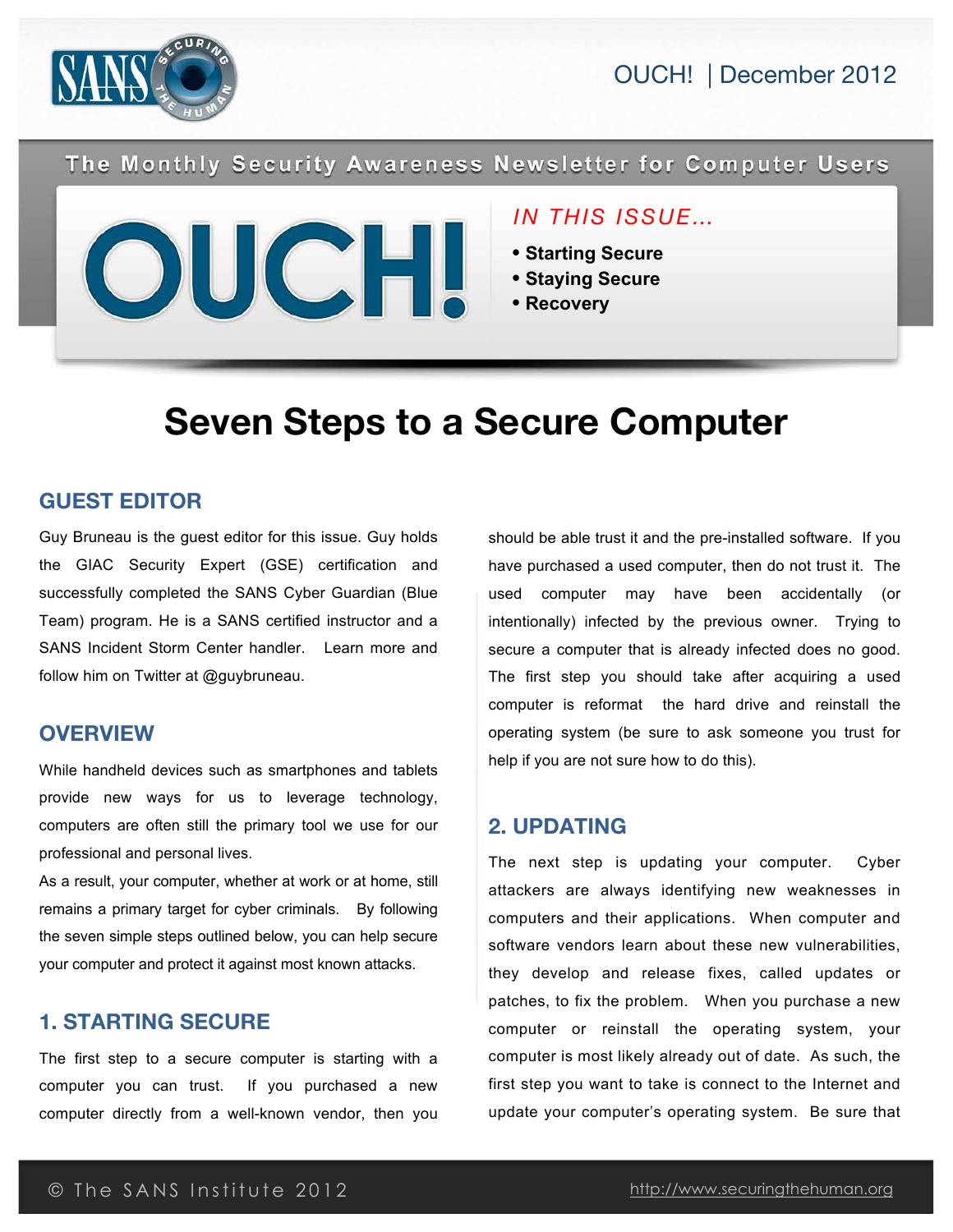OUCH! | December 2012

The Monthly Security Awareness Newsletter for Computer Users

# OUCH!

*IN THIS ISSUE...*

- **Starting Secure**
- **Staying Secure**
- **Recovery**

# Seven Steps to a Secure Computer

## GUEST EDITOR

Guy Bruneau is the guest editor for this issue. Guy holds the GIAC Security Expert (GSE) certification and successfully completed the SANS Cyber Guardian (Blue Team) program. He is a SANS certified instructor and a SANS Incident Storm Center handler. Learn more and follow him on Twitter at @guybruneau.

## OVERVIEW

While handheld devices such as smartphones and tablets provide new ways for us to leverage technology, computers are often still the primary tool we use for our professional and personal lives.

As a result, your computer, whether at work or at home, still remains a primary target for cyber criminals. By following the seven simple steps outlined below, you can help secure your computer and protect it against most known attacks.

## 1. STARTING SECURE

The first step to a secure computer is starting with a computer you can trust. If you purchased a new computer directly from a well-known vendor, then you should be able trust it and the pre-installed software. If you have purchased a used computer, then do not trust it. The used computer may have been accidentally (or intentionally) infected by the previous owner. Trying to secure a computer that is already infected does no good. The first step you should take after acquiring a used computer is reformat the hard drive and reinstall the operating system (be sure to ask someone you trust for help if you are not sure how to do this).

## 2. UPDATING

The next step is updating your computer. Cyber attackers are always identifying new weaknesses in computers and their applications. When computer and software vendors learn about these new vulnerabilities, they develop and release fixes, called updates or patches, to fix the problem. When you purchase a new computer or reinstall the operating system, your computer is most likely already out of date. As such, the first step you want to take is connect to the Internet and update your computer's operating system. Be sure that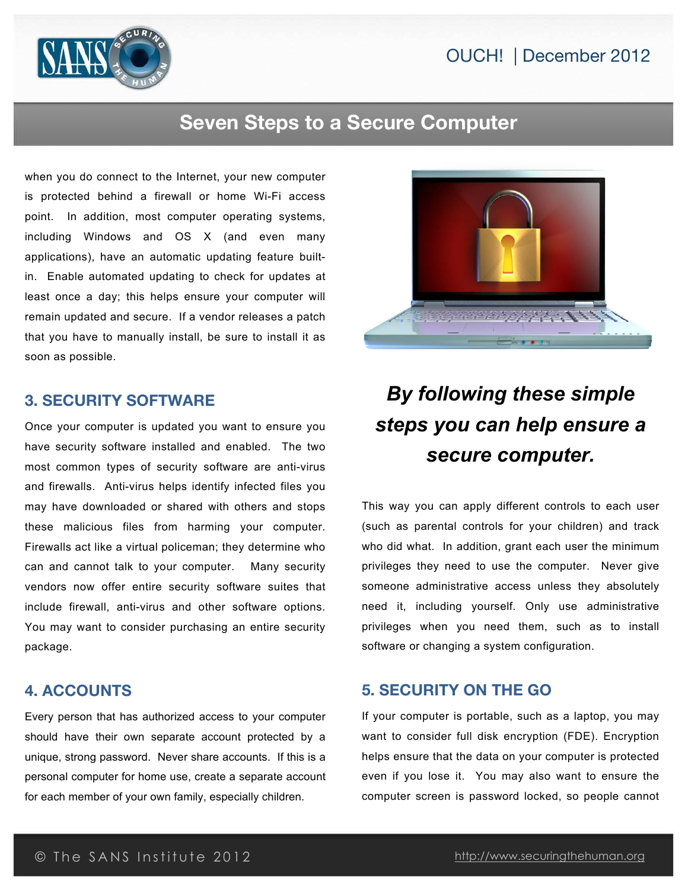when you do connect to the Internet, your new computer is protected behind a firewall or home Wi-Fi access point. In addition, most computer operating systems, including Windows and OS X (and even many applications), have an automatic updating feature built-in. Enable automated updating to check for updates at least once a day; this helps ensure your computer will remain updated and secure. If a vendor releases a patch that you have to manually install, be sure to install it as soon as possible.

## 3. SECURITY SOFTWARE

Once your computer is updated you want to ensure you have security software installed and enabled. The two most common types of security software are anti-virus and firewalls. Anti-virus helps identify infected files you may have downloaded or shared with others and stops these malicious files from harming your computer. Firewalls act like a virtual policeman; they determine who can and cannot talk to your computer. Many security vendors now offer entire security software suites that include firewall, anti-virus and other software options. You may want to consider purchasing an entire security package.

## 4. ACCOUNTS

Every person that has authorized access to your computer should have their own separate account protected by a unique, strong password. Never share accounts. If this is a personal computer for home use, create a separate account for each member of your own family, especially children.

***By following these simple steps you can help ensure a secure computer.***

This way you can apply different controls to each user (such as parental controls for your children) and track who did what. In addition, grant each user the minimum privileges they need to use the computer. Never give someone administrative access unless they absolutely need it, including yourself. Only use administrative privileges when you need them, such as to install software or changing a system configuration.

## 5. SECURITY ON THE GO

If your computer is portable, such as a laptop, you may want to consider full disk encryption (FDE). Encryption helps ensure that the data on your computer is protected even if you lose it. You may also want to ensure the computer screen is password locked, so people cannot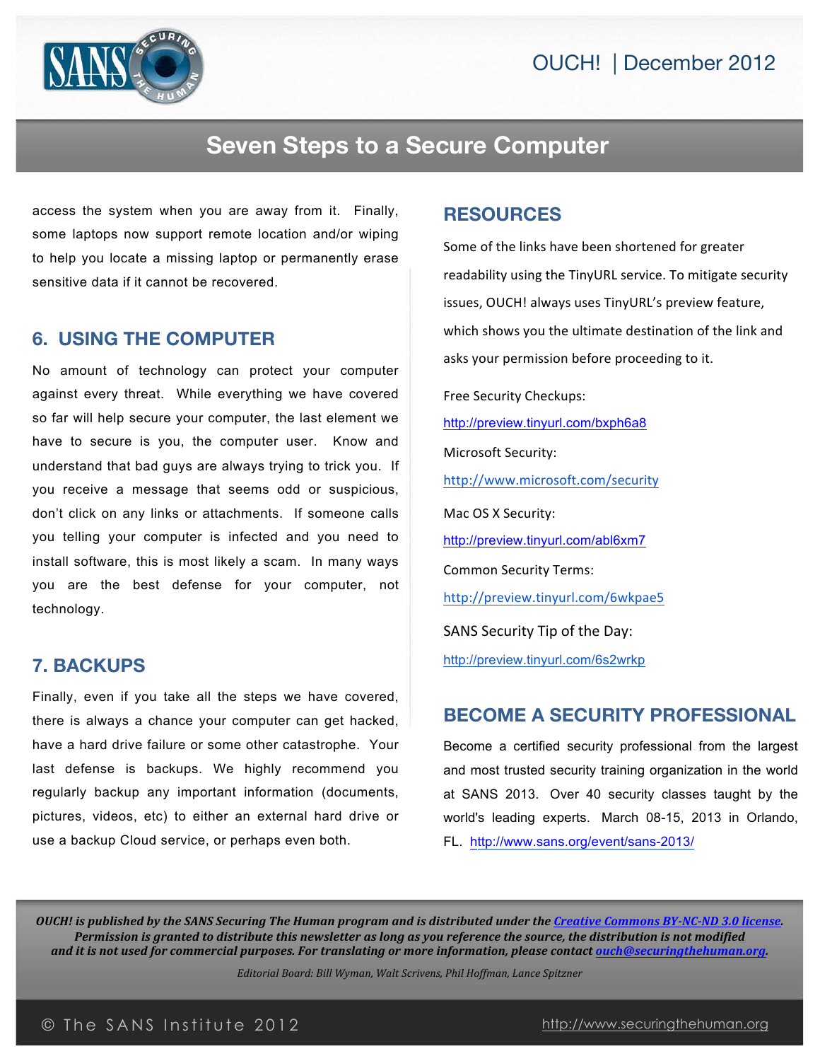access the system when you are away from it. Finally, some laptops now support remote location and/or wiping to help you locate a missing laptop or permanently erase sensitive data if it cannot be recovered.

## 6. USING THE COMPUTER

No amount of technology can protect your computer against every threat. While everything we have covered so far will help secure your computer, the last element we have to secure is you, the computer user. Know and understand that bad guys are always trying to trick you. If you receive a message that seems odd or suspicious, don't click on any links or attachments. If someone calls you telling your computer is infected and you need to install software, this is most likely a scam. In many ways you are the best defense for your computer, not technology.

## 7. BACKUPS

Finally, even if you take all the steps we have covered, there is always a chance your computer can get hacked, have a hard drive failure or some other catastrophe. Your last defense is backups. We highly recommend you regularly backup any important information (documents, pictures, videos, etc) to either an external hard drive or use a backup Cloud service, or perhaps even both.

## RESOURCES

Some of the links have been shortened for greater readability using the TinyURL service. To mitigate security issues, OUCH! always uses TinyURL's preview feature, which shows you the ultimate destination of the link and asks your permission before proceeding to it.

Free Security Checkups:
http://preview.tinyurl.com/bxph6a8

Microsoft Security:
http://www.microsoft.com/security

Mac OS X Security:
http://preview.tinyurl.com/abl6xm7

Common Security Terms:
http://preview.tinyurl.com/6wkpae5

SANS Security Tip of the Day:
http://preview.tinyurl.com/6s2wrkp

## BECOME A SECURITY PROFESSIONAL

Become a certified security professional from the largest and most trusted security training organization in the world at SANS 2013. Over 40 security classes taught by the world's leading experts. March 08-15, 2013 in Orlando, FL. http://www.sans.org/event/sans-2013/

***OUCH! is published by the SANS Securing The Human program and is distributed under the Creative Commons BY-NC-ND 3.0 license. Permission is granted to distribute this newsletter as long as you reference the source, the distribution is not modified and it is not used for commercial purposes. For translating or more information, please contact ouch@securingthehuman.org.***

*Editorial Board: Bill Wyman, Walt Scrivens, Phil Hoffman, Lance Spitzner*

© The SANS Institute 2012 http://www.securingthehuman.org